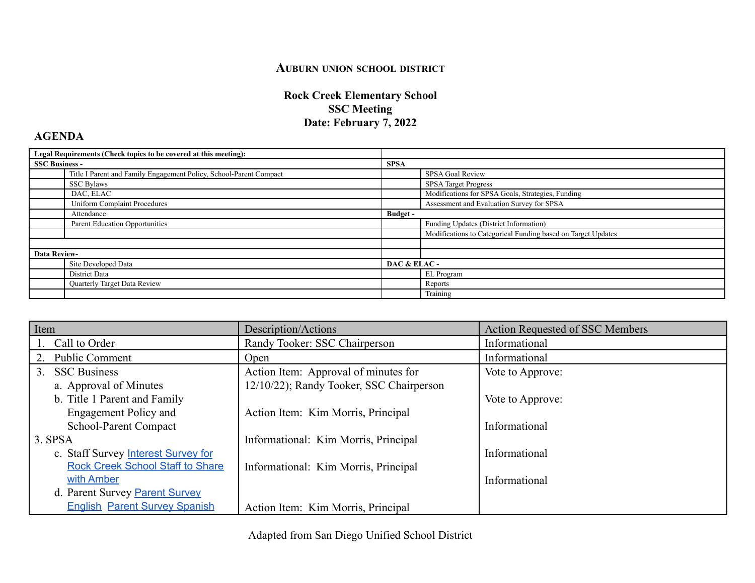**Auburn Union School District**

**Rock Creek Elementary School**
**SSC Meeting**
**Date: February 7, 2022**

## AGENDA

| **Legal Requirements (Check topics to be covered at this meeting):** | | | |
|---|---|---|---|
| **SSC Business -** | | **SPSA** | |
| | Title I Parent and Family Engagement Policy, School-Parent Compact | | SPSA Goal Review |
| | SSC Bylaws | | SPSA Target Progress |
| | DAC, ELAC | | Modifications for SPSA Goals, Strategies, Funding |
| | Uniform Complaint Procedures | | Assessment and Evaluation Survey for SPSA |
| | Attendance | **Budget -** | |
| | Parent Education Opportunities | | Funding Updates (District Information) |
| | | | Modifications to Categorical Funding based on Target Updates |
| | | | |
| **Data Review-** | | | |
| | Site Developed Data | **DAC & ELAC -** | |
| | District Data | | EL Program |
| | Quarterly Target Data Review | | Reports |
| | | | Training |

| Item | Description/Actions | Action Requested of SSC Members |
|---|---|---|
| 1. Call to Order | Randy Tooker: SSC Chairperson | Informational |
| 2. Public Comment | Open | Informational |
| 3. SSC Business<br>a. Approval of Minutes<br>b. Title 1 Parent and Family Engagement Policy and School-Parent Compact<br>3. SPSA<br>c. Staff Survey [Interest Survey for Rock Creek School Staff to Share with Amber]<br>d. Parent Survey [Parent Survey English] [Parent Survey Spanish] | Action Item: Approval of minutes for 12/10/22); Randy Tooker, SSC Chairperson<br>Action Item: Kim Morris, Principal<br>Informational: Kim Morris, Principal<br>Informational: Kim Morris, Principal<br>Action Item: Kim Morris, Principal | Vote to Approve:<br>Vote to Approve:<br>Informational<br>Informational<br>Informational |

Adapted from San Diego Unified School District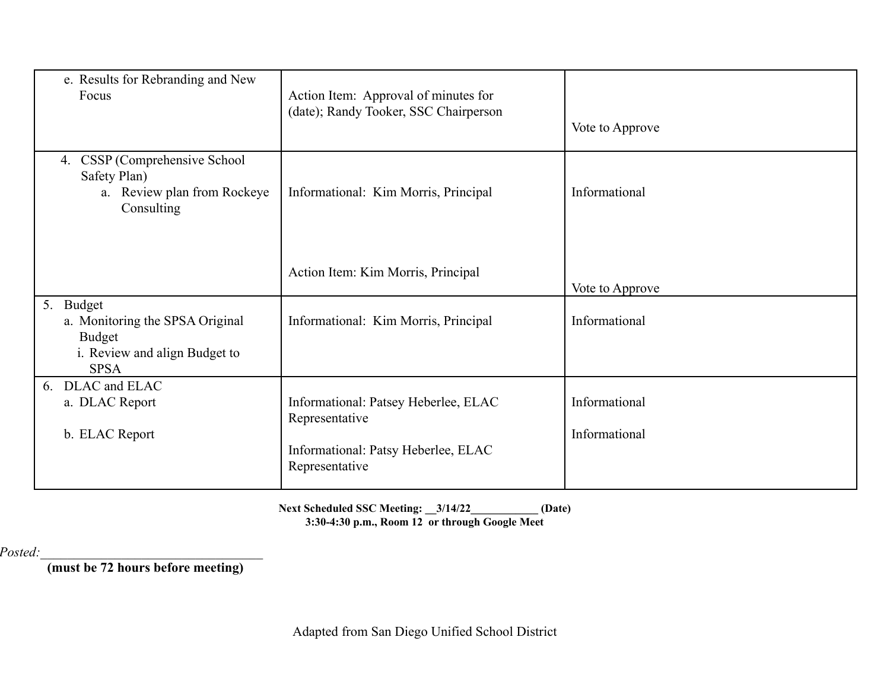| | | |
|---|---|---|
| e. Results for Rebranding and New Focus | Action Item: Approval of minutes for (date); Randy Tooker, SSC Chairperson | Vote to Approve |
| 4. CSSP (Comprehensive School Safety Plan)<br>a. Review plan from Rockeye Consulting | Informational: Kim Morris, Principal<br><br>Action Item: Kim Morris, Principal | Informational<br><br>Vote to Approve |
| 5. Budget<br>a. Monitoring the SPSA Original Budget<br>i. Review and align Budget to SPSA | Informational: Kim Morris, Principal | Informational |
| 6. DLAC and ELAC<br>a. DLAC Report<br><br>b. ELAC Report | Informational: Patsey Heberlee, ELAC Representative<br><br>Informational: Patsy Heberlee, ELAC Representative | Informational<br><br>Informational |

**Next Scheduled SSC Meeting: __3/14/22____________ (Date)**
**3:30-4:30 p.m., Room 12 or through Google Meet**

*Posted:*___________________________________
**(must be 72 hours before meeting)**

Adapted from San Diego Unified School District